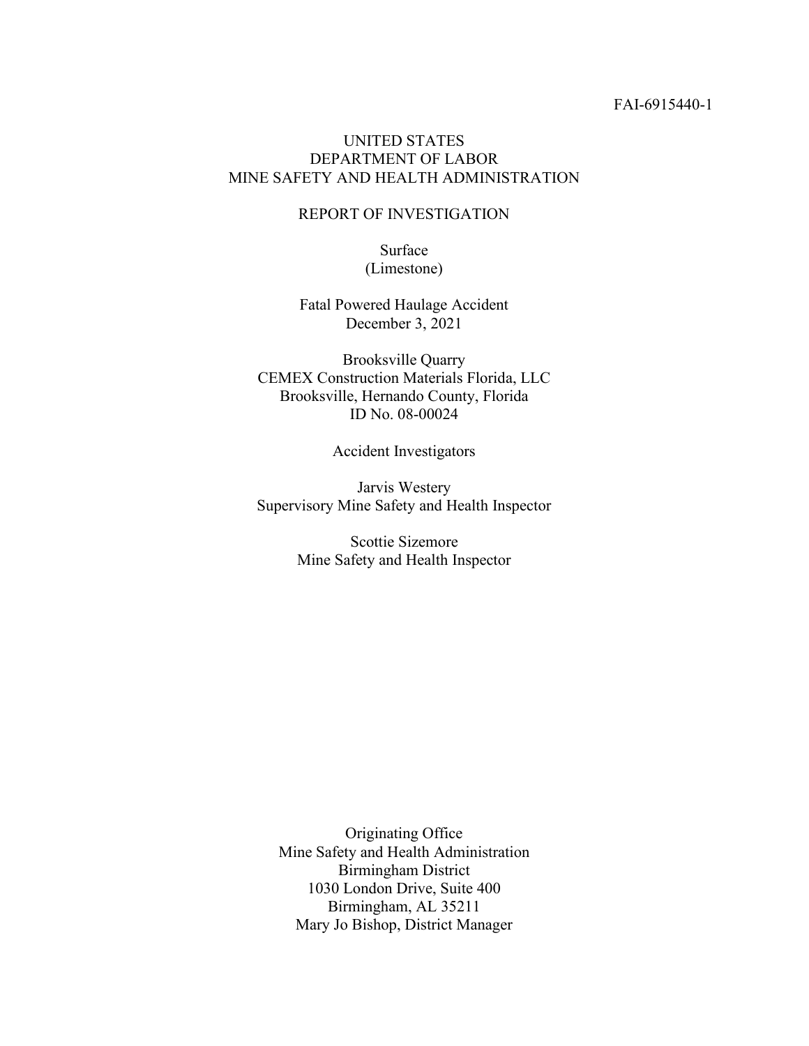FAI-6915440-1

# UNITED STATES
# DEPARTMENT OF LABOR
# MINE SAFETY AND HEALTH ADMINISTRATION

## REPORT OF INVESTIGATION

Surface
(Limestone)

Fatal Powered Haulage Accident
December 3, 2021

Brooksville Quarry
CEMEX Construction Materials Florida, LLC
Brooksville, Hernando County, Florida
ID No. 08-00024

Accident Investigators

Jarvis Westery
Supervisory Mine Safety and Health Inspector

Scottie Sizemore
Mine Safety and Health Inspector

Originating Office
Mine Safety and Health Administration
Birmingham District
1030 London Drive, Suite 400
Birmingham, AL 35211
Mary Jo Bishop, District Manager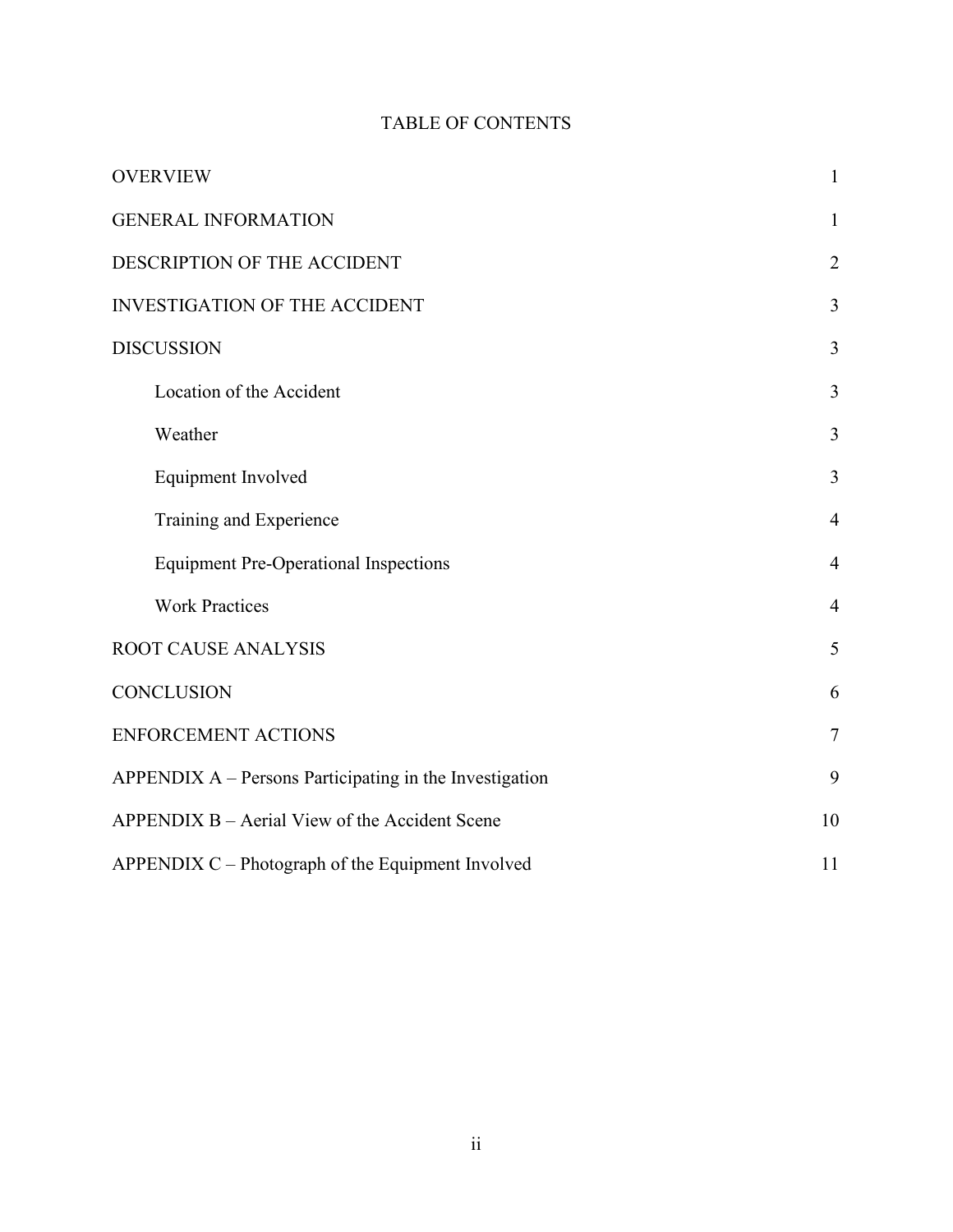# TABLE OF CONTENTS

| | |
|---|---|
| OVERVIEW | 1 |
| GENERAL INFORMATION | 1 |
| DESCRIPTION OF THE ACCIDENT | 2 |
| INVESTIGATION OF THE ACCIDENT | 3 |
| DISCUSSION | 3 |
| Location of the Accident | 3 |
| Weather | 3 |
| Equipment Involved | 3 |
| Training and Experience | 4 |
| Equipment Pre-Operational Inspections | 4 |
| Work Practices | 4 |
| ROOT CAUSE ANALYSIS | 5 |
| CONCLUSION | 6 |
| ENFORCEMENT ACTIONS | 7 |
| APPENDIX A – Persons Participating in the Investigation | 9 |
| APPENDIX B – Aerial View of the Accident Scene | 10 |
| APPENDIX C – Photograph of the Equipment Involved | 11 |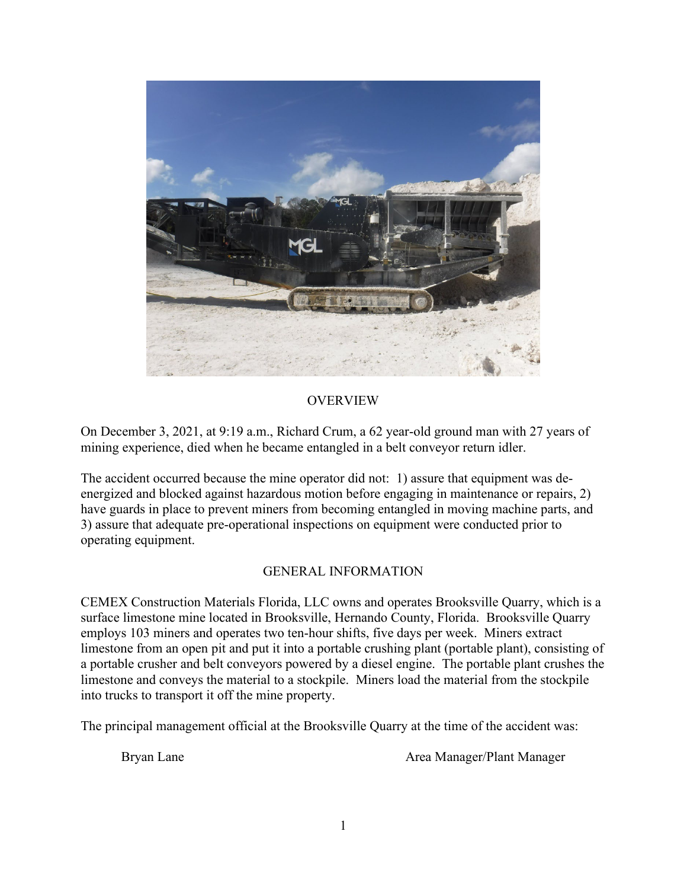## OVERVIEW

On December 3, 2021, at 9:19 a.m., Richard Crum, a 62 year-old ground man with 27 years of mining experience, died when he became entangled in a belt conveyor return idler.

The accident occurred because the mine operator did not: 1) assure that equipment was de-energized and blocked against hazardous motion before engaging in maintenance or repairs, 2) have guards in place to prevent miners from becoming entangled in moving machine parts, and 3) assure that adequate pre-operational inspections on equipment were conducted prior to operating equipment.

## GENERAL INFORMATION

CEMEX Construction Materials Florida, LLC owns and operates Brooksville Quarry, which is a surface limestone mine located in Brooksville, Hernando County, Florida. Brooksville Quarry employs 103 miners and operates two ten-hour shifts, five days per week. Miners extract limestone from an open pit and put it into a portable crushing plant (portable plant), consisting of a portable crusher and belt conveyors powered by a diesel engine. The portable plant crushes the limestone and conveys the material to a stockpile. Miners load the material from the stockpile into trucks to transport it off the mine property.

The principal management official at the Brooksville Quarry at the time of the accident was:

| | |
|---|---|
| Bryan Lane | Area Manager/Plant Manager |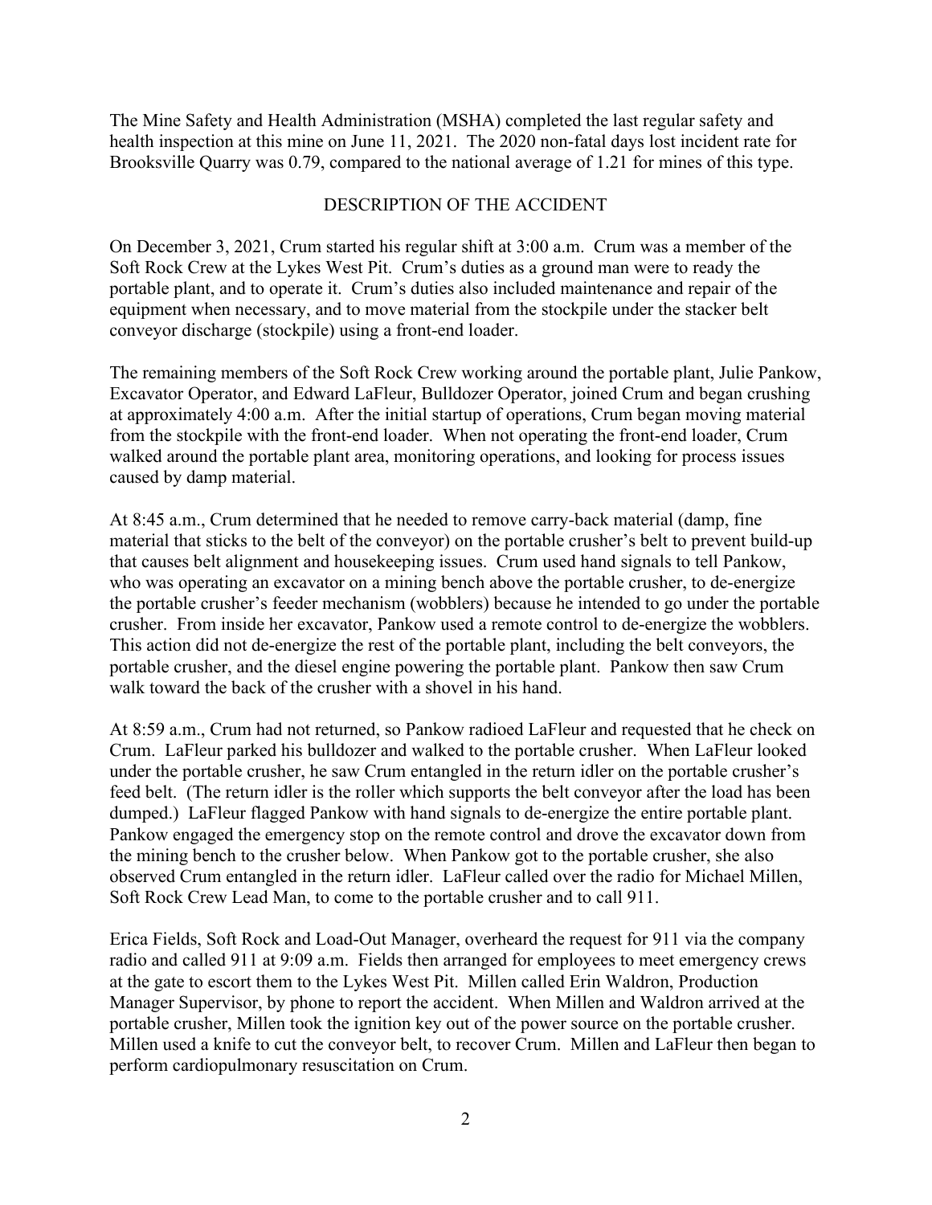The Mine Safety and Health Administration (MSHA) completed the last regular safety and health inspection at this mine on June 11, 2021. The 2020 non-fatal days lost incident rate for Brooksville Quarry was 0.79, compared to the national average of 1.21 for mines of this type.

## DESCRIPTION OF THE ACCIDENT

On December 3, 2021, Crum started his regular shift at 3:00 a.m. Crum was a member of the Soft Rock Crew at the Lykes West Pit. Crum's duties as a ground man were to ready the portable plant, and to operate it. Crum's duties also included maintenance and repair of the equipment when necessary, and to move material from the stockpile under the stacker belt conveyor discharge (stockpile) using a front-end loader.

The remaining members of the Soft Rock Crew working around the portable plant, Julie Pankow, Excavator Operator, and Edward LaFleur, Bulldozer Operator, joined Crum and began crushing at approximately 4:00 a.m. After the initial startup of operations, Crum began moving material from the stockpile with the front-end loader. When not operating the front-end loader, Crum walked around the portable plant area, monitoring operations, and looking for process issues caused by damp material.

At 8:45 a.m., Crum determined that he needed to remove carry-back material (damp, fine material that sticks to the belt of the conveyor) on the portable crusher's belt to prevent build-up that causes belt alignment and housekeeping issues. Crum used hand signals to tell Pankow, who was operating an excavator on a mining bench above the portable crusher, to de-energize the portable crusher's feeder mechanism (wobblers) because he intended to go under the portable crusher. From inside her excavator, Pankow used a remote control to de-energize the wobblers. This action did not de-energize the rest of the portable plant, including the belt conveyors, the portable crusher, and the diesel engine powering the portable plant. Pankow then saw Crum walk toward the back of the crusher with a shovel in his hand.

At 8:59 a.m., Crum had not returned, so Pankow radioed LaFleur and requested that he check on Crum. LaFleur parked his bulldozer and walked to the portable crusher. When LaFleur looked under the portable crusher, he saw Crum entangled in the return idler on the portable crusher's feed belt. (The return idler is the roller which supports the belt conveyor after the load has been dumped.) LaFleur flagged Pankow with hand signals to de-energize the entire portable plant. Pankow engaged the emergency stop on the remote control and drove the excavator down from the mining bench to the crusher below. When Pankow got to the portable crusher, she also observed Crum entangled in the return idler. LaFleur called over the radio for Michael Millen, Soft Rock Crew Lead Man, to come to the portable crusher and to call 911.

Erica Fields, Soft Rock and Load-Out Manager, overheard the request for 911 via the company radio and called 911 at 9:09 a.m. Fields then arranged for employees to meet emergency crews at the gate to escort them to the Lykes West Pit. Millen called Erin Waldron, Production Manager Supervisor, by phone to report the accident. When Millen and Waldron arrived at the portable crusher, Millen took the ignition key out of the power source on the portable crusher. Millen used a knife to cut the conveyor belt, to recover Crum. Millen and LaFleur then began to perform cardiopulmonary resuscitation on Crum.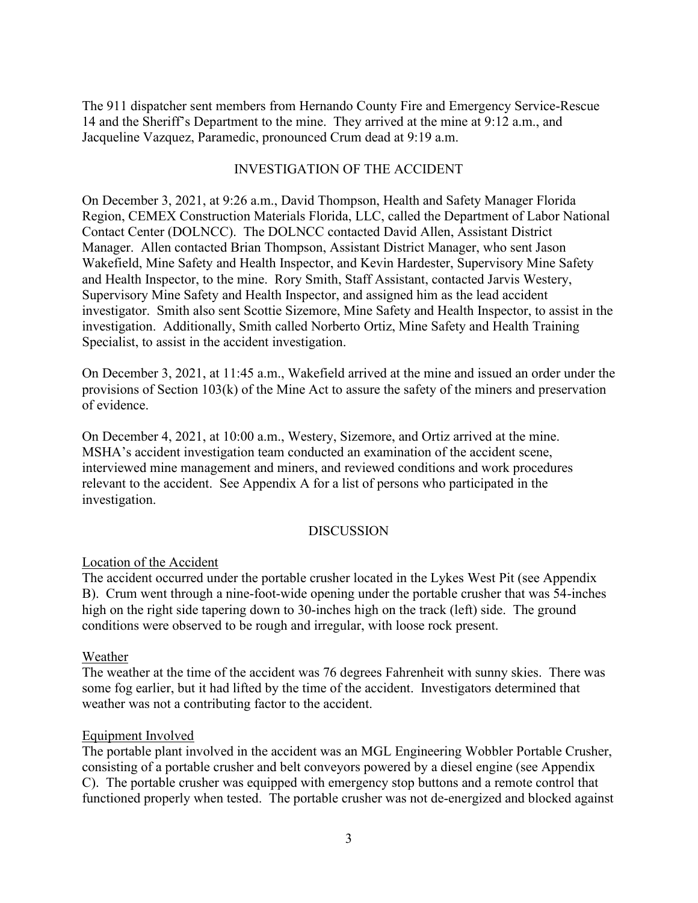The 911 dispatcher sent members from Hernando County Fire and Emergency Service-Rescue 14 and the Sheriff's Department to the mine. They arrived at the mine at 9:12 a.m., and Jacqueline Vazquez, Paramedic, pronounced Crum dead at 9:19 a.m.

## INVESTIGATION OF THE ACCIDENT

On December 3, 2021, at 9:26 a.m., David Thompson, Health and Safety Manager Florida Region, CEMEX Construction Materials Florida, LLC, called the Department of Labor National Contact Center (DOLNCC). The DOLNCC contacted David Allen, Assistant District Manager. Allen contacted Brian Thompson, Assistant District Manager, who sent Jason Wakefield, Mine Safety and Health Inspector, and Kevin Hardester, Supervisory Mine Safety and Health Inspector, to the mine. Rory Smith, Staff Assistant, contacted Jarvis Westery, Supervisory Mine Safety and Health Inspector, and assigned him as the lead accident investigator. Smith also sent Scottie Sizemore, Mine Safety and Health Inspector, to assist in the investigation. Additionally, Smith called Norberto Ortiz, Mine Safety and Health Training Specialist, to assist in the accident investigation.

On December 3, 2021, at 11:45 a.m., Wakefield arrived at the mine and issued an order under the provisions of Section 103(k) of the Mine Act to assure the safety of the miners and preservation of evidence.

On December 4, 2021, at 10:00 a.m., Westery, Sizemore, and Ortiz arrived at the mine. MSHA's accident investigation team conducted an examination of the accident scene, interviewed mine management and miners, and reviewed conditions and work procedures relevant to the accident. See Appendix A for a list of persons who participated in the investigation.

## DISCUSSION

### Location of the Accident

The accident occurred under the portable crusher located in the Lykes West Pit (see Appendix B). Crum went through a nine-foot-wide opening under the portable crusher that was 54-inches high on the right side tapering down to 30-inches high on the track (left) side. The ground conditions were observed to be rough and irregular, with loose rock present.

### Weather

The weather at the time of the accident was 76 degrees Fahrenheit with sunny skies. There was some fog earlier, but it had lifted by the time of the accident. Investigators determined that weather was not a contributing factor to the accident.

### Equipment Involved

The portable plant involved in the accident was an MGL Engineering Wobbler Portable Crusher, consisting of a portable crusher and belt conveyors powered by a diesel engine (see Appendix C). The portable crusher was equipped with emergency stop buttons and a remote control that functioned properly when tested. The portable crusher was not de-energized and blocked against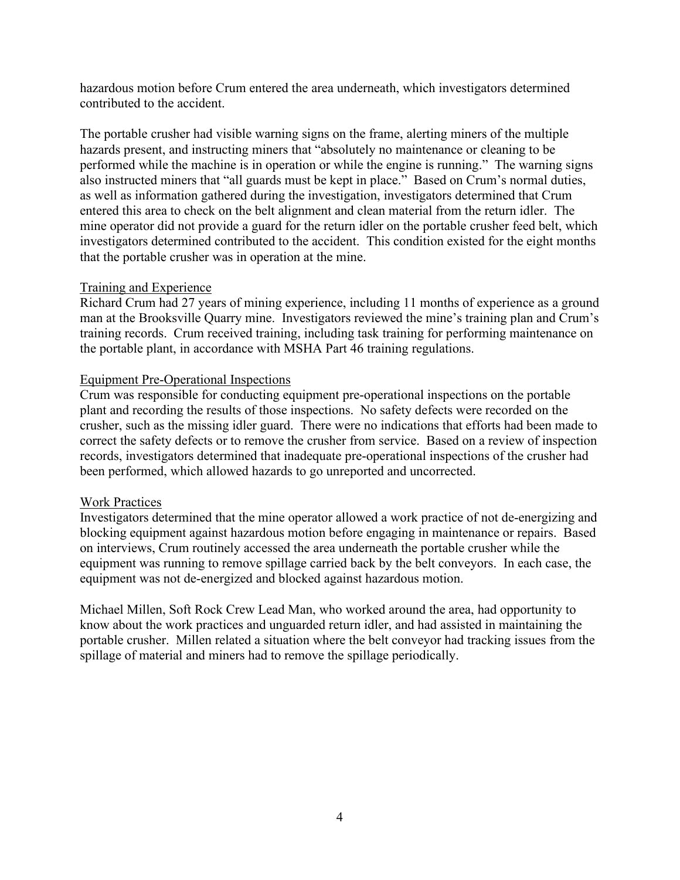hazardous motion before Crum entered the area underneath, which investigators determined contributed to the accident.

The portable crusher had visible warning signs on the frame, alerting miners of the multiple hazards present, and instructing miners that "absolutely no maintenance or cleaning to be performed while the machine is in operation or while the engine is running." The warning signs also instructed miners that "all guards must be kept in place." Based on Crum's normal duties, as well as information gathered during the investigation, investigators determined that Crum entered this area to check on the belt alignment and clean material from the return idler. The mine operator did not provide a guard for the return idler on the portable crusher feed belt, which investigators determined contributed to the accident. This condition existed for the eight months that the portable crusher was in operation at the mine.

Training and Experience

Richard Crum had 27 years of mining experience, including 11 months of experience as a ground man at the Brooksville Quarry mine. Investigators reviewed the mine's training plan and Crum's training records. Crum received training, including task training for performing maintenance on the portable plant, in accordance with MSHA Part 46 training regulations.

Equipment Pre-Operational Inspections

Crum was responsible for conducting equipment pre-operational inspections on the portable plant and recording the results of those inspections. No safety defects were recorded on the crusher, such as the missing idler guard. There were no indications that efforts had been made to correct the safety defects or to remove the crusher from service. Based on a review of inspection records, investigators determined that inadequate pre-operational inspections of the crusher had been performed, which allowed hazards to go unreported and uncorrected.

Work Practices

Investigators determined that the mine operator allowed a work practice of not de-energizing and blocking equipment against hazardous motion before engaging in maintenance or repairs. Based on interviews, Crum routinely accessed the area underneath the portable crusher while the equipment was running to remove spillage carried back by the belt conveyors. In each case, the equipment was not de-energized and blocked against hazardous motion.

Michael Millen, Soft Rock Crew Lead Man, who worked around the area, had opportunity to know about the work practices and unguarded return idler, and had assisted in maintaining the portable crusher. Millen related a situation where the belt conveyor had tracking issues from the spillage of material and miners had to remove the spillage periodically.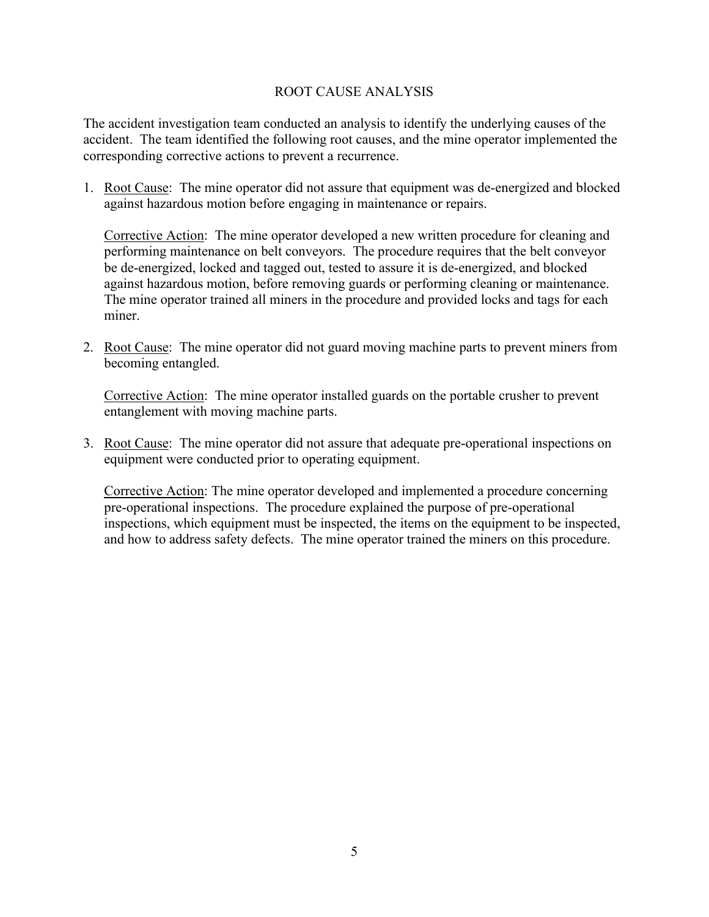## ROOT CAUSE ANALYSIS

The accident investigation team conducted an analysis to identify the underlying causes of the accident. The team identified the following root causes, and the mine operator implemented the corresponding corrective actions to prevent a recurrence.

1. Root Cause: The mine operator did not assure that equipment was de-energized and blocked against hazardous motion before engaging in maintenance or repairs.

   Corrective Action: The mine operator developed a new written procedure for cleaning and performing maintenance on belt conveyors. The procedure requires that the belt conveyor be de-energized, locked and tagged out, tested to assure it is de-energized, and blocked against hazardous motion, before removing guards or performing cleaning or maintenance. The mine operator trained all miners in the procedure and provided locks and tags for each miner.

2. Root Cause: The mine operator did not guard moving machine parts to prevent miners from becoming entangled.

   Corrective Action: The mine operator installed guards on the portable crusher to prevent entanglement with moving machine parts.

3. Root Cause: The mine operator did not assure that adequate pre-operational inspections on equipment were conducted prior to operating equipment.

   Corrective Action: The mine operator developed and implemented a procedure concerning pre-operational inspections. The procedure explained the purpose of pre-operational inspections, which equipment must be inspected, the items on the equipment to be inspected, and how to address safety defects. The mine operator trained the miners on this procedure.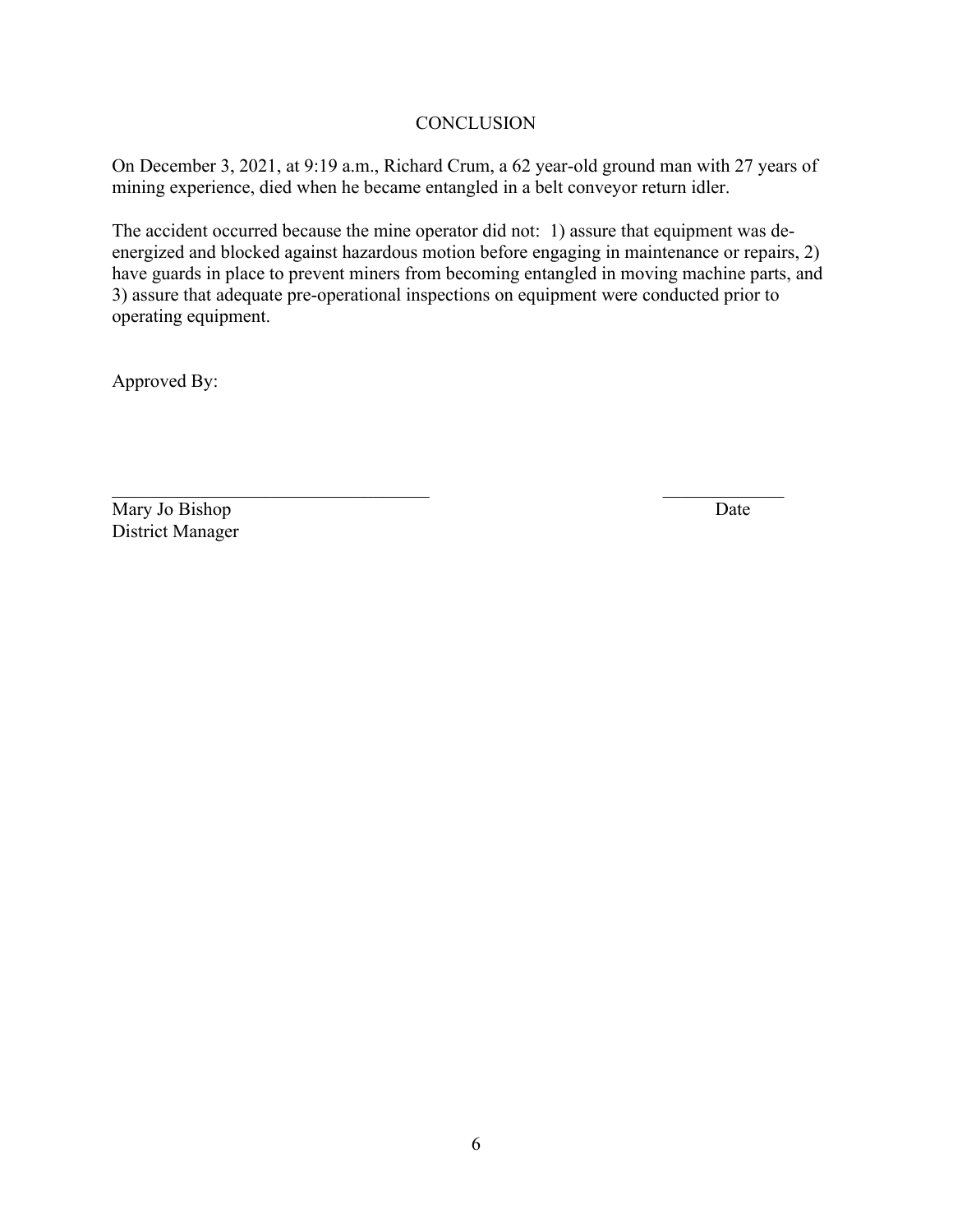## CONCLUSION

On December 3, 2021, at 9:19 a.m., Richard Crum, a 62 year-old ground man with 27 years of mining experience, died when he became entangled in a belt conveyor return idler.

The accident occurred because the mine operator did not: 1) assure that equipment was de-energized and blocked against hazardous motion before engaging in maintenance or repairs, 2) have guards in place to prevent miners from becoming entangled in moving machine parts, and 3) assure that adequate pre-operational inspections on equipment were conducted prior to operating equipment.

Approved By:

\_\_\_\_\_\_\_\_\_\_\_\_\_\_\_\_\_\_\_\_\_\_\_\_\_\_\_\_\_\_\_\_\_\_\_\_\_\_ \_\_\_\_\_\_\_\_\_\_\_\_\_\_

Mary Jo Bishop Date

District Manager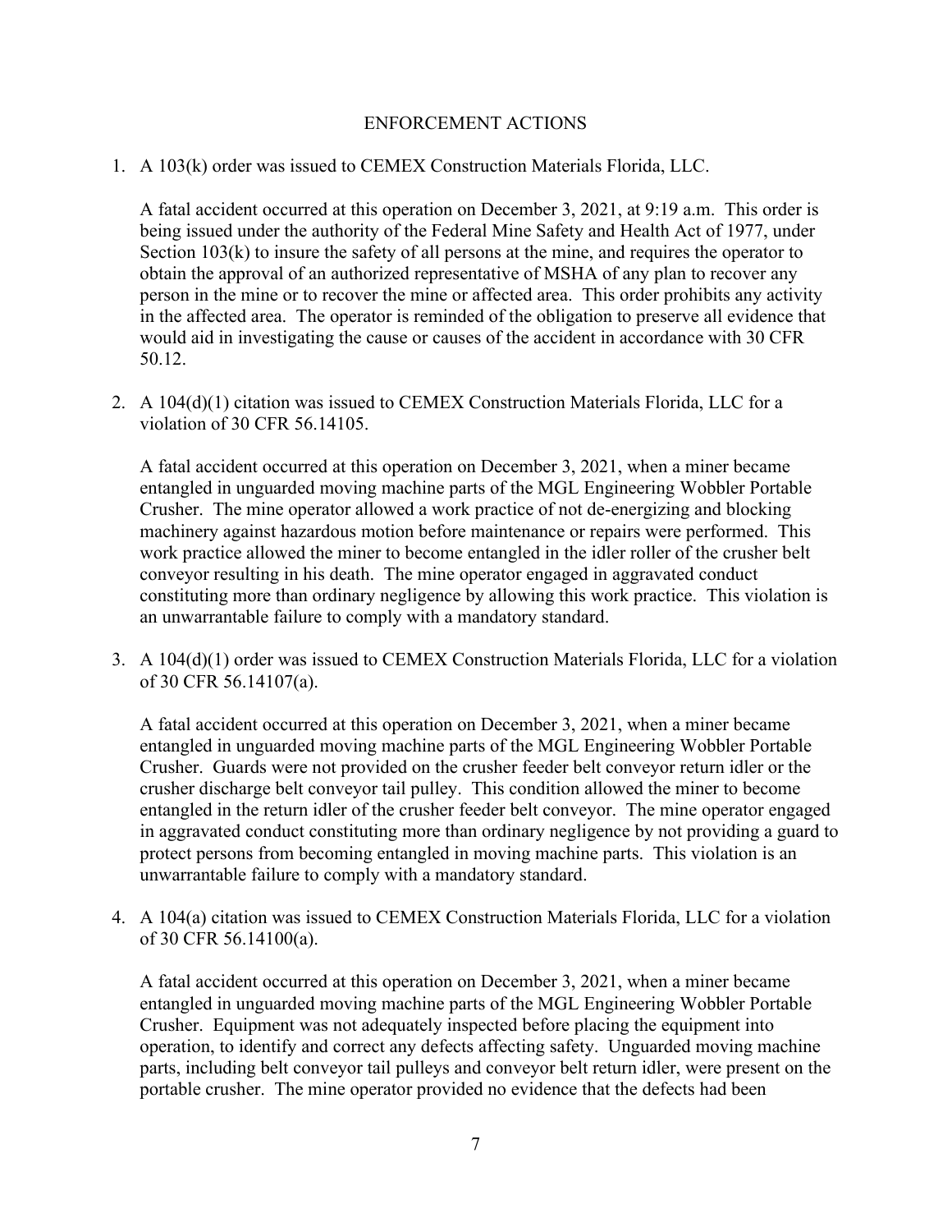## ENFORCEMENT ACTIONS

1. A 103(k) order was issued to CEMEX Construction Materials Florida, LLC.

   A fatal accident occurred at this operation on December 3, 2021, at 9:19 a.m. This order is being issued under the authority of the Federal Mine Safety and Health Act of 1977, under Section 103(k) to insure the safety of all persons at the mine, and requires the operator to obtain the approval of an authorized representative of MSHA of any plan to recover any person in the mine or to recover the mine or affected area. This order prohibits any activity in the affected area. The operator is reminded of the obligation to preserve all evidence that would aid in investigating the cause or causes of the accident in accordance with 30 CFR 50.12.

2. A 104(d)(1) citation was issued to CEMEX Construction Materials Florida, LLC for a violation of 30 CFR 56.14105.

   A fatal accident occurred at this operation on December 3, 2021, when a miner became entangled in unguarded moving machine parts of the MGL Engineering Wobbler Portable Crusher. The mine operator allowed a work practice of not de-energizing and blocking machinery against hazardous motion before maintenance or repairs were performed. This work practice allowed the miner to become entangled in the idler roller of the crusher belt conveyor resulting in his death. The mine operator engaged in aggravated conduct constituting more than ordinary negligence by allowing this work practice. This violation is an unwarrantable failure to comply with a mandatory standard.

3. A 104(d)(1) order was issued to CEMEX Construction Materials Florida, LLC for a violation of 30 CFR 56.14107(a).

   A fatal accident occurred at this operation on December 3, 2021, when a miner became entangled in unguarded moving machine parts of the MGL Engineering Wobbler Portable Crusher. Guards were not provided on the crusher feeder belt conveyor return idler or the crusher discharge belt conveyor tail pulley. This condition allowed the miner to become entangled in the return idler of the crusher feeder belt conveyor. The mine operator engaged in aggravated conduct constituting more than ordinary negligence by not providing a guard to protect persons from becoming entangled in moving machine parts. This violation is an unwarrantable failure to comply with a mandatory standard.

4. A 104(a) citation was issued to CEMEX Construction Materials Florida, LLC for a violation of 30 CFR 56.14100(a).

   A fatal accident occurred at this operation on December 3, 2021, when a miner became entangled in unguarded moving machine parts of the MGL Engineering Wobbler Portable Crusher. Equipment was not adequately inspected before placing the equipment into operation, to identify and correct any defects affecting safety. Unguarded moving machine parts, including belt conveyor tail pulleys and conveyor belt return idler, were present on the portable crusher. The mine operator provided no evidence that the defects had been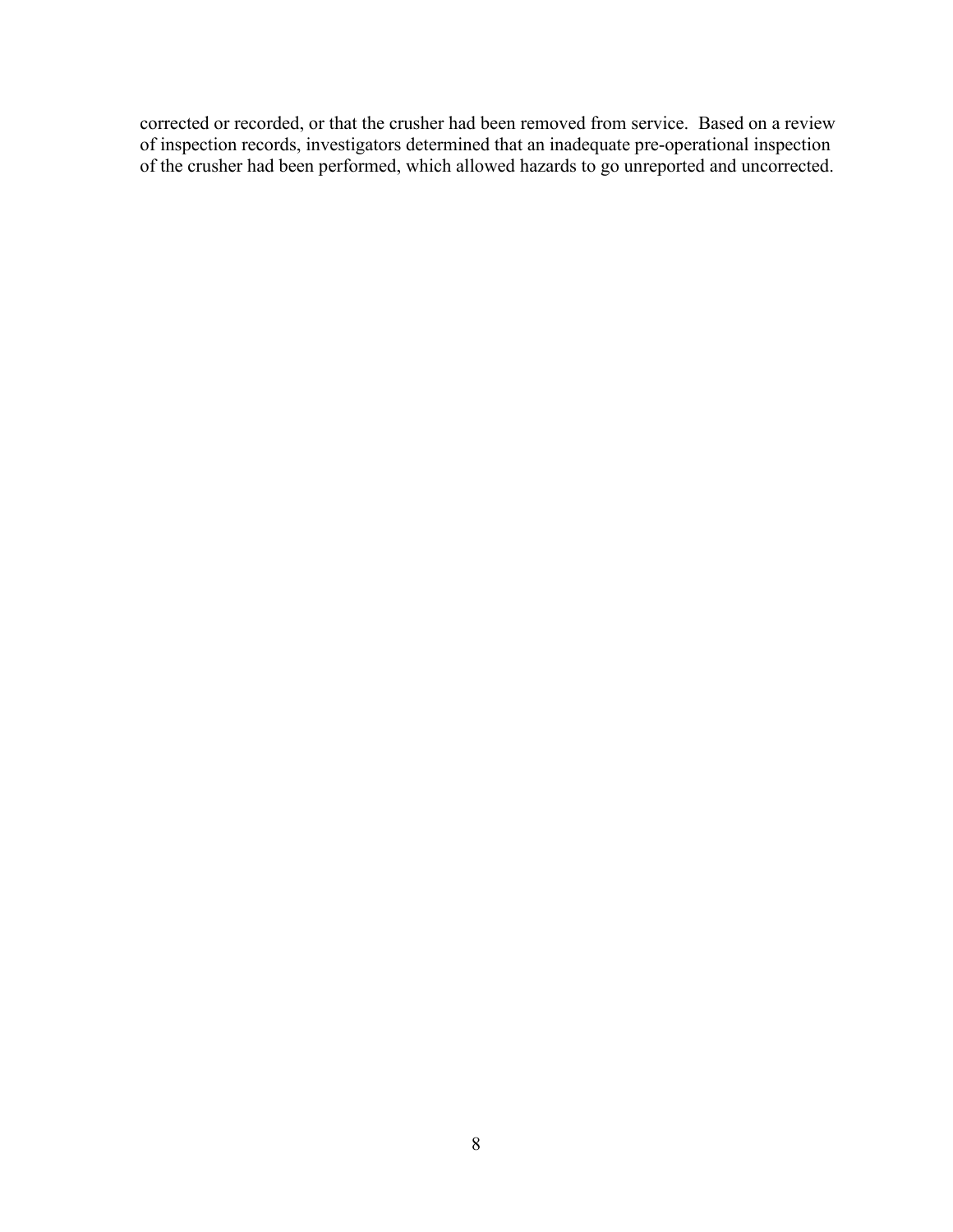corrected or recorded, or that the crusher had been removed from service. Based on a review of inspection records, investigators determined that an inadequate pre-operational inspection of the crusher had been performed, which allowed hazards to go unreported and uncorrected.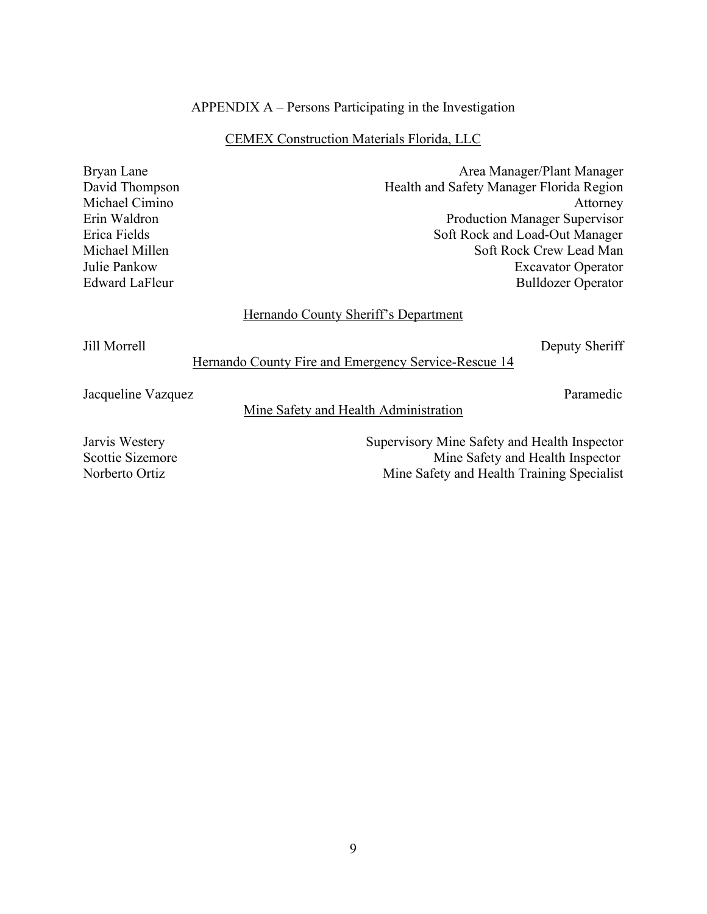## APPENDIX A – Persons Participating in the Investigation

<u>CEMEX Construction Materials Florida, LLC</u>

| Name | Title |
|---|---|
| Bryan Lane | Area Manager/Plant Manager |
| David Thompson | Health and Safety Manager Florida Region |
| Michael Cimino | Attorney |
| Erin Waldron | Production Manager Supervisor |
| Erica Fields | Soft Rock and Load-Out Manager |
| Michael Millen | Soft Rock Crew Lead Man |
| Julie Pankow | Excavator Operator |
| Edward LaFleur | Bulldozer Operator |

<u>Hernando County Sheriff's Department</u>

| Name | Title |
|---|---|
| Jill Morrell | Deputy Sheriff |

<u>Hernando County Fire and Emergency Service-Rescue 14</u>

| Name | Title |
|---|---|
| Jacqueline Vazquez | Paramedic |

<u>Mine Safety and Health Administration</u>

| Name | Title |
|---|---|
| Jarvis Westery | Supervisory Mine Safety and Health Inspector |
| Scottie Sizemore | Mine Safety and Health Inspector |
| Norberto Ortiz | Mine Safety and Health Training Specialist |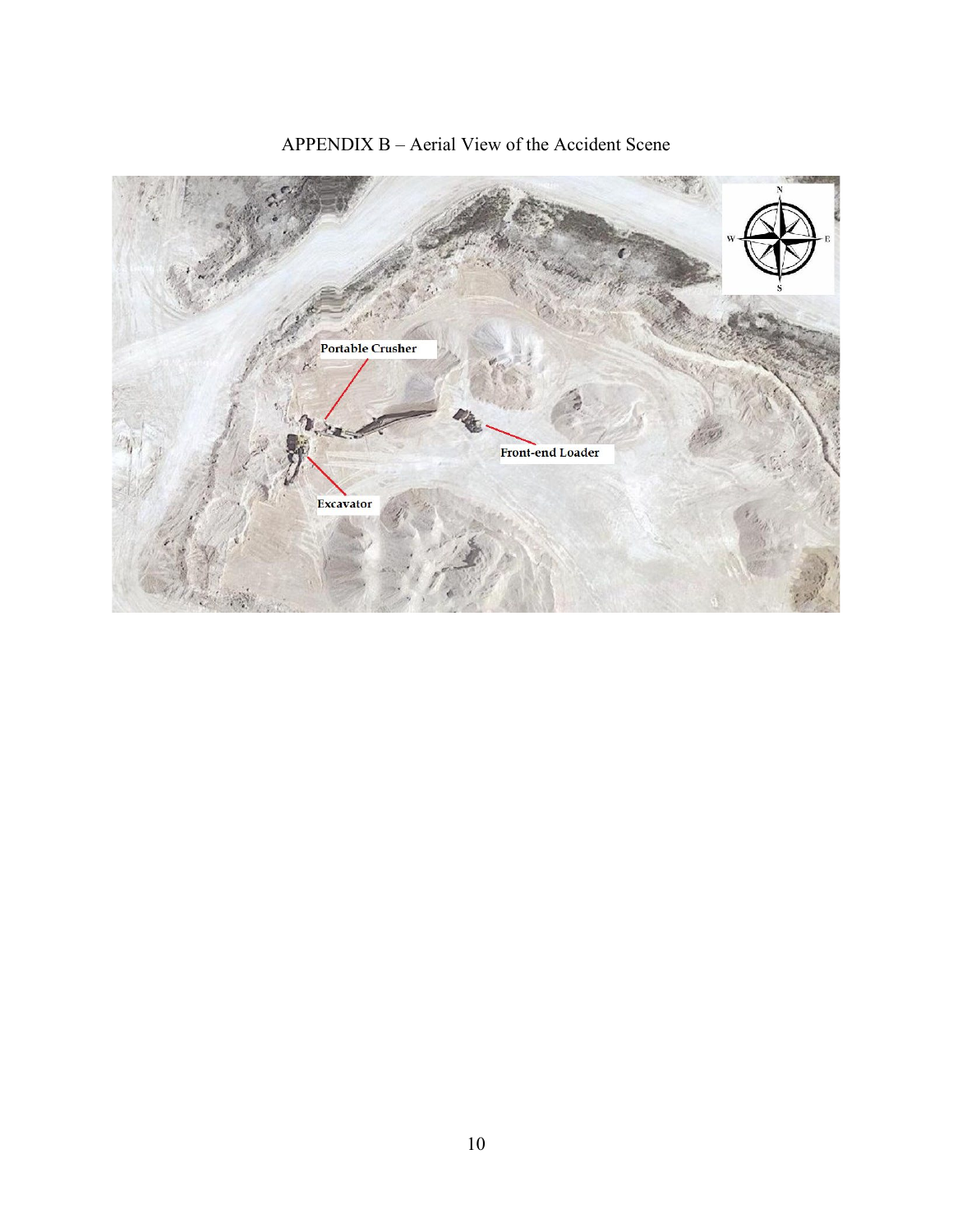APPENDIX B – Aerial View of the Accident Scene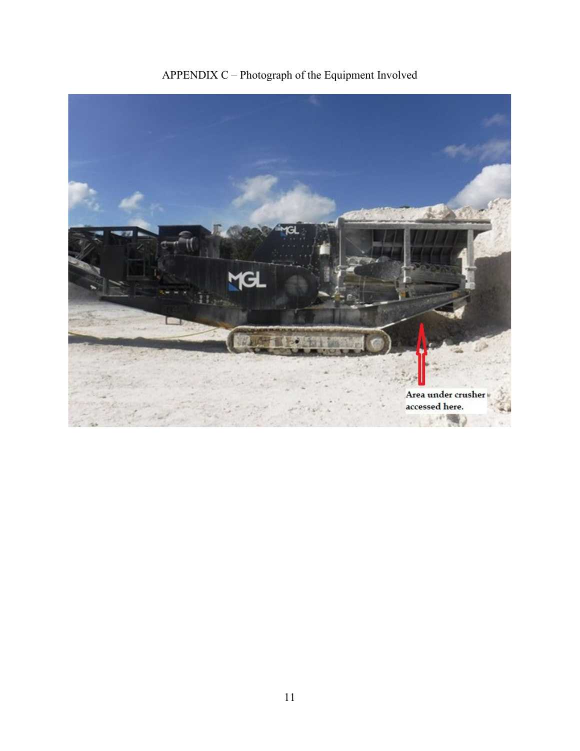APPENDIX C – Photograph of the Equipment Involved

Area under crusher accessed here.